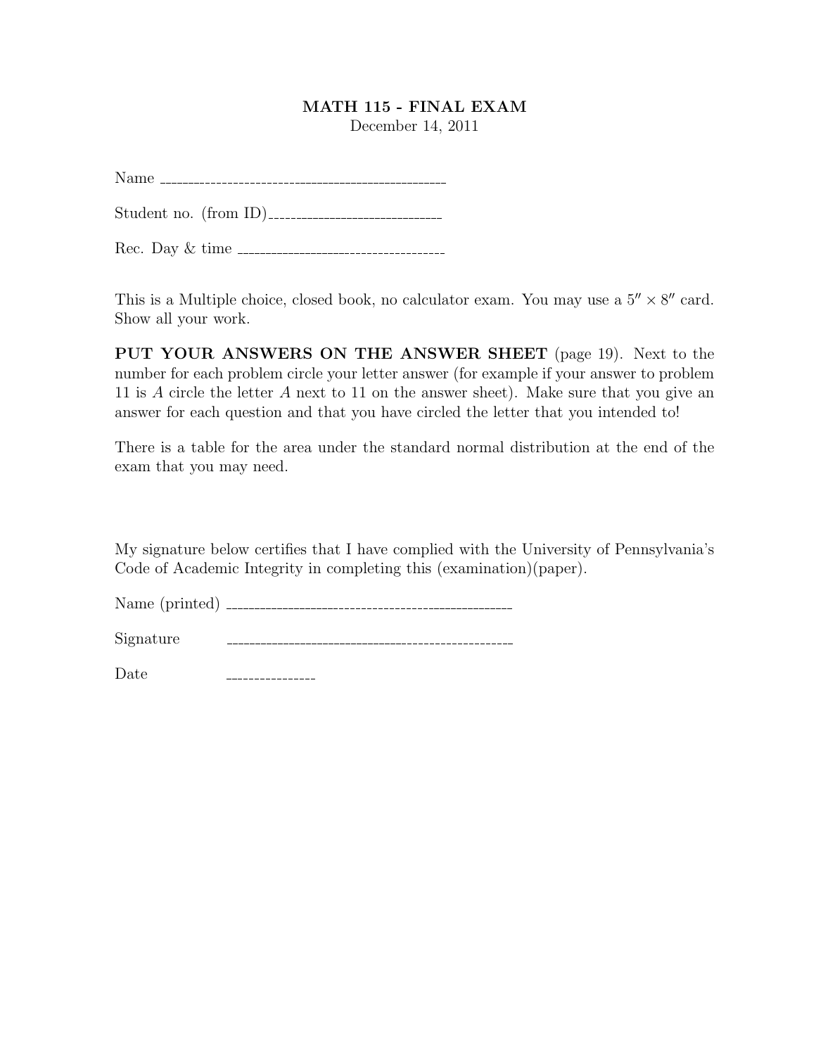# MATH 115 - FINAL EXAM

December 14, 2011

Name \_\_\_\_\_\_\_\_\_\_\_\_\_\_\_\_\_\_\_\_\_\_\_\_\_\_\_\_\_\_\_\_\_\_\_\_\_\_\_\_

Student no. (from ID)\_\_\_\_\_\_\_\_\_\_\_\_\_\_\_\_\_\_\_\_\_\_\_\_

Rec. Day & time \_\_\_\_\_\_\_\_\_\_\_\_\_\_\_\_\_\_\_\_\_\_\_\_\_\_\_\_\_

This is a Multiple choice, closed book, no calculator exam. You may use a $5'' \times 8''$ card. Show all your work.

**PUT YOUR ANSWERS ON THE ANSWER SHEET** (page 19). Next to the number for each problem circle your letter answer (for example if your answer to problem 11 is *A* circle the letter *A* next to 11 on the answer sheet). Make sure that you give an answer for each question and that you have circled the letter that you intended to!

There is a table for the area under the standard normal distribution at the end of the exam that you may need.

My signature below certifies that I have complied with the University of Pennsylvania's Code of Academic Integrity in completing this (examination)(paper).

Name (printed) \_\_\_\_\_\_\_\_\_\_\_\_\_\_\_\_\_\_\_\_\_\_\_\_\_\_\_\_\_\_\_\_\_\_\_\_\_\_\_\_

Signature \_\_\_\_\_\_\_\_\_\_\_\_\_\_\_\_\_\_\_\_\_\_\_\_\_\_\_\_\_\_\_\_\_\_\_\_\_\_\_\_

Date \_\_\_\_\_\_\_\_\_\_\_\_\_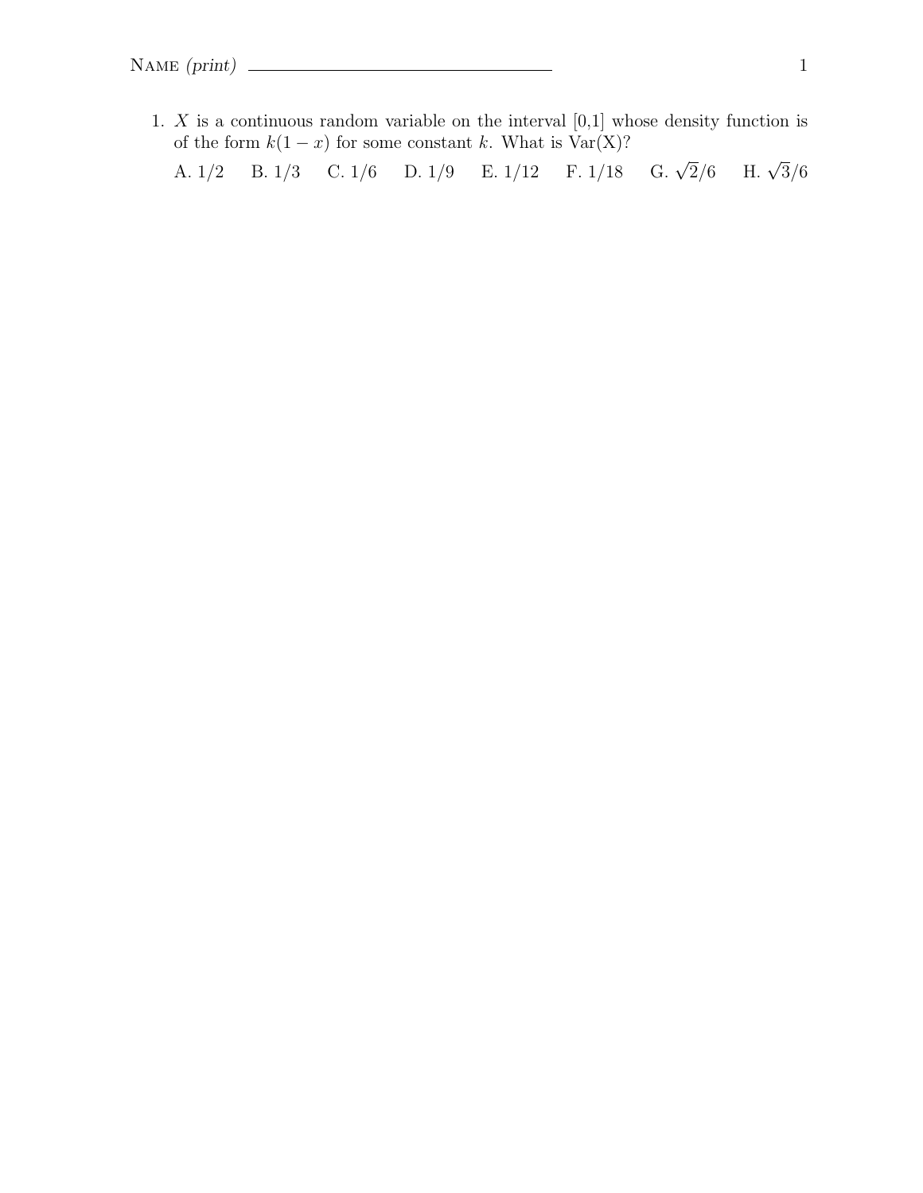Name *(print)* ______________________________

1. $X$ is a continuous random variable on the interval [0,1] whose density function is of the form $k(1-x)$ for some constant $k$. What is Var(X)?

   A. 1/2 B. 1/3 C. 1/6 D. 1/9 E. 1/12 F. 1/18 G. $\sqrt{2}/6$ H. $\sqrt{3}/6$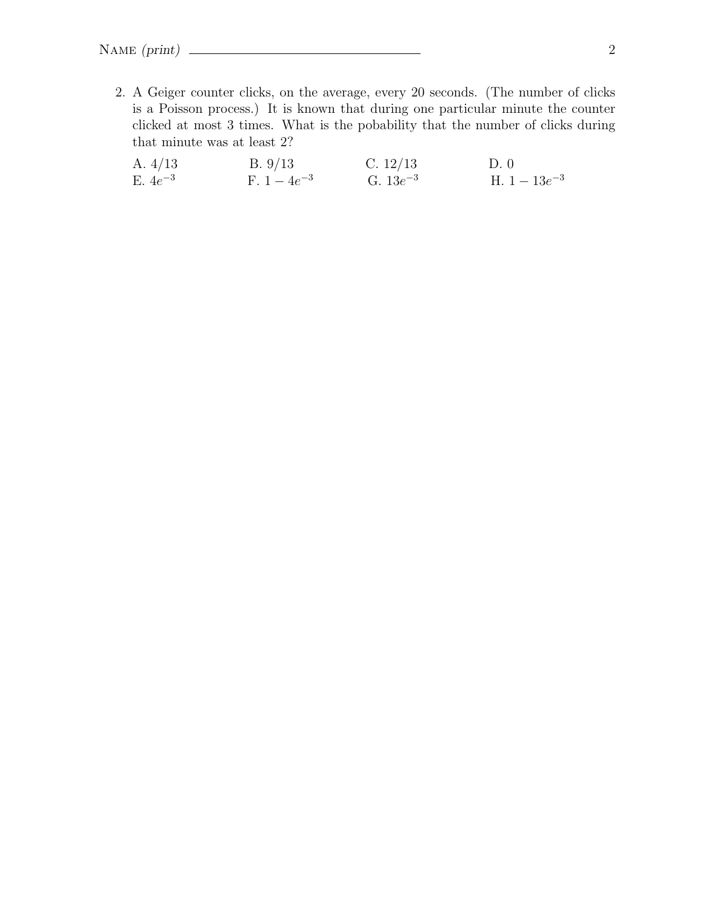Name *(print)* ______________________________

2. A Geiger counter clicks, on the average, every 20 seconds. (The number of clicks is a Poisson process.) It is known that during one particular minute the counter clicked at most 3 times. What is the pobability that the number of clicks during that minute was at least 2?

   A. $4/13$ B. $9/13$ C. $12/13$ D. $0$
   E. $4e^{-3}$ F. $1 - 4e^{-3}$ G. $13e^{-3}$ H. $1 - 13e^{-3}$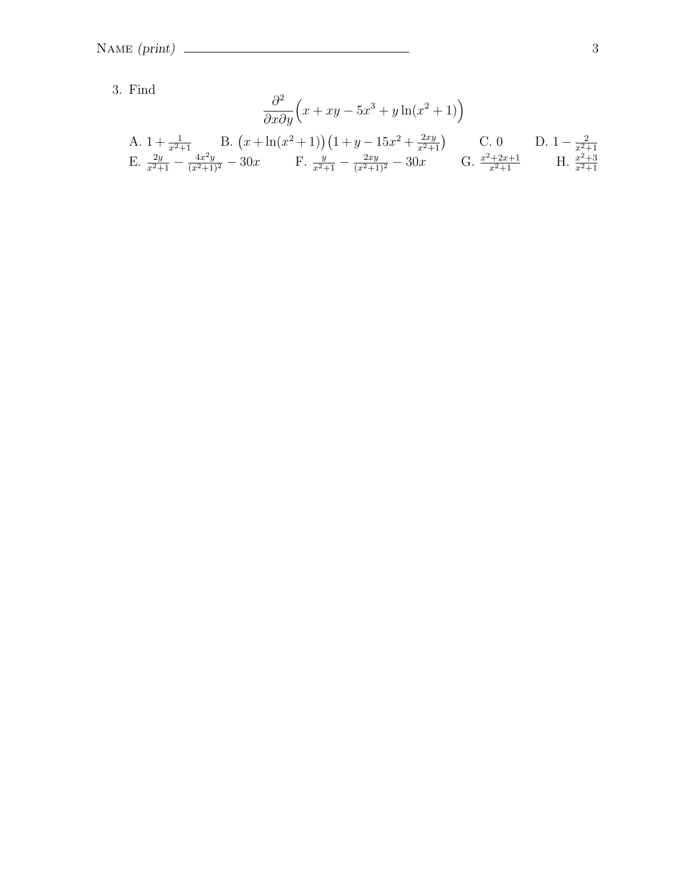3. Find

$$\frac{\partial^2}{\partial x \partial y}\Big(x + xy - 5x^3 + y\ln(x^2+1)\Big)$$

A. $1 + \frac{1}{x^2+1}$ B. $\big(x + \ln(x^2+1)\big)\big(1 + y - 15x^2 + \frac{2xy}{x^2+1}\big)$ C. $0$ D. $1 - \frac{2}{x^2+1}$

E. $\frac{2y}{x^2+1} - \frac{4x^2y}{(x^2+1)^2} - 30x$ F. $\frac{y}{x^2+1} - \frac{2xy}{(x^2+1)^2} - 30x$ G. $\frac{x^2+2x+1}{x^2+1}$ H. $\frac{x^2+3}{x^2+1}$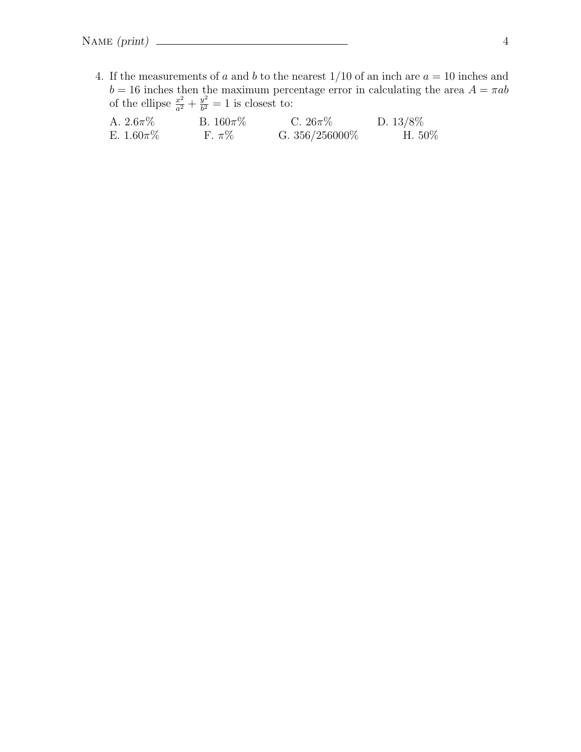Name *(print)* ______________________________

4. If the measurements of $a$ and $b$ to the nearest $1/10$ of an inch are $a = 10$ inches and $b = 16$ inches then the maximum percentage error in calculating the area $A = \pi ab$ of the ellipse $\frac{x^2}{a^2} + \frac{y^2}{b^2} = 1$ is closest to:

   A. $2.6\pi\%$ B. $160\pi\%$ C. $26\pi\%$ D. $13/8\%$
   E. $1.60\pi\%$ F. $\pi\%$ G. $356/256000\%$ H. $50\%$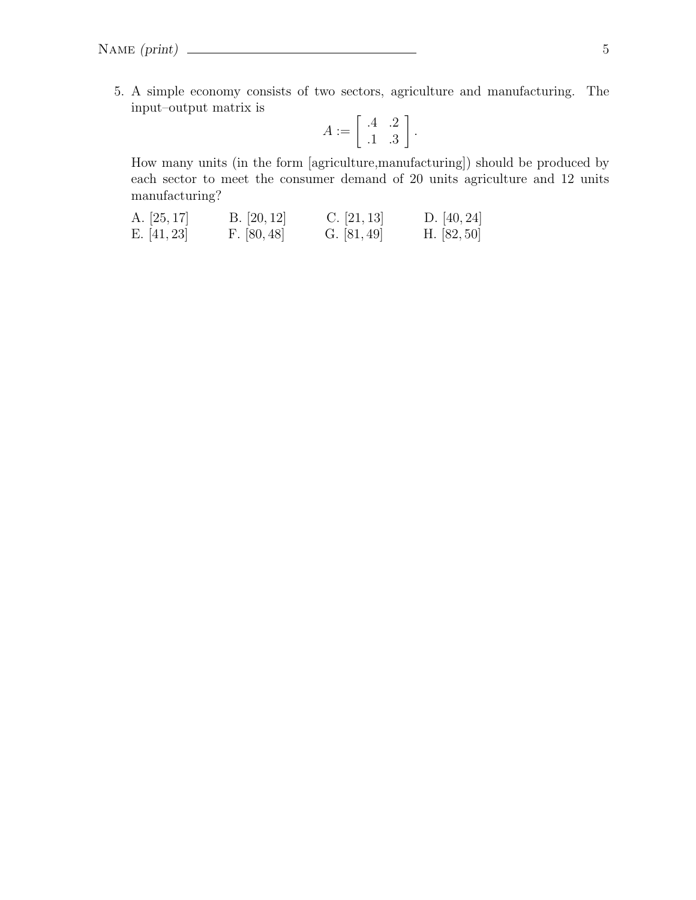5. A simple economy consists of two sectors, agriculture and manufacturing. The input–output matrix is

$$A := \begin{bmatrix} .4 & .2 \\ .1 & .3 \end{bmatrix}.$$

How many units (in the form [agriculture,manufacturing]) should be produced by each sector to meet the consumer demand of 20 units agriculture and 12 units manufacturing?

| | | | |
|---|---|---|---|
| A. $[25, 17]$ | B. $[20, 12]$ | C. $[21, 13]$ | D. $[40, 24]$ |
| E. $[41, 23]$ | F. $[80, 48]$ | G. $[81, 49]$ | H. $[82, 50]$ |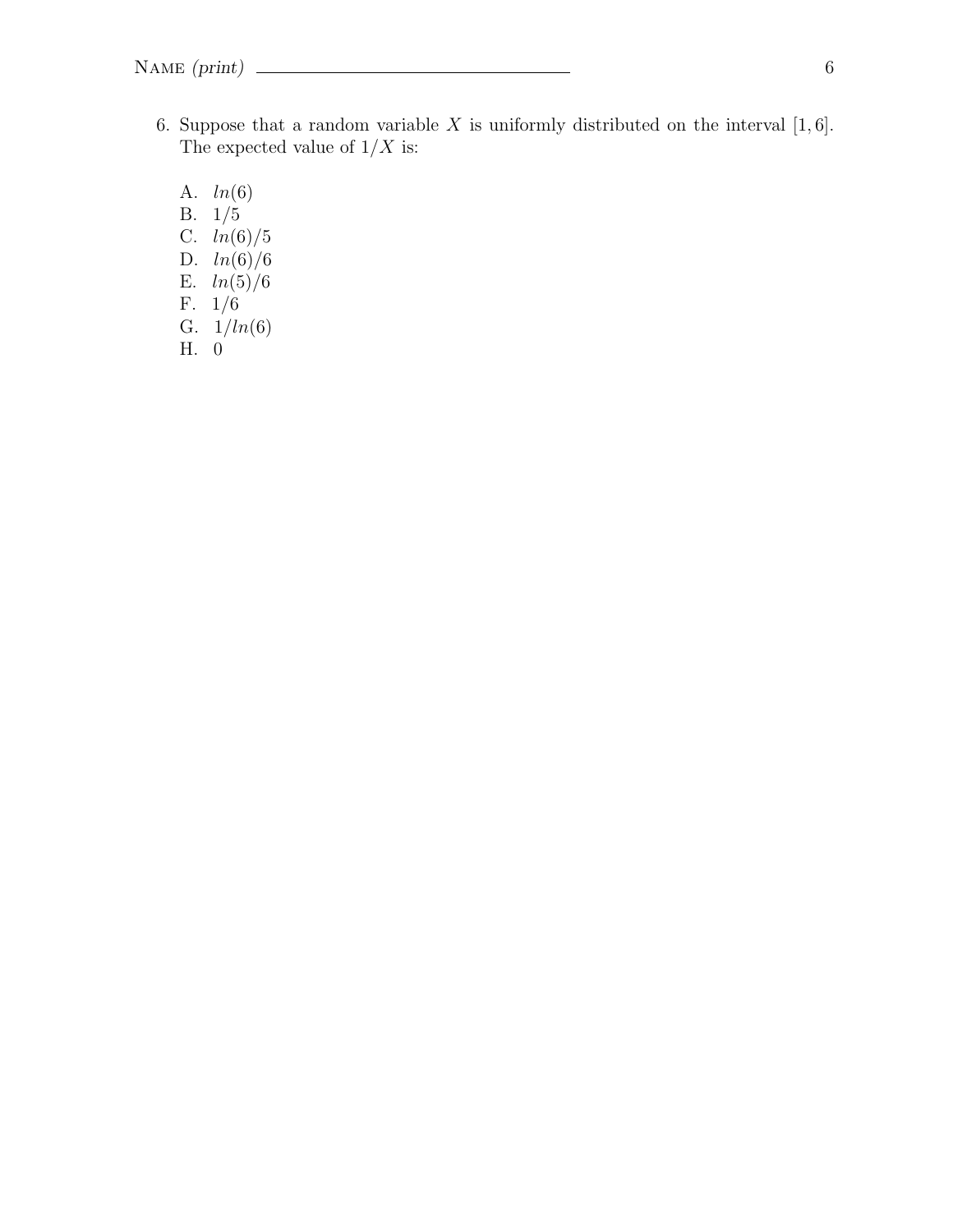6. Suppose that a random variable $X$ is uniformly distributed on the interval $[1, 6]$. The expected value of $1/X$ is:

   A. $ln(6)$
   B. $1/5$
   C. $ln(6)/5$
   D. $ln(6)/6$
   E. $ln(5)/6$
   F. $1/6$
   G. $1/ln(6)$
   H. $0$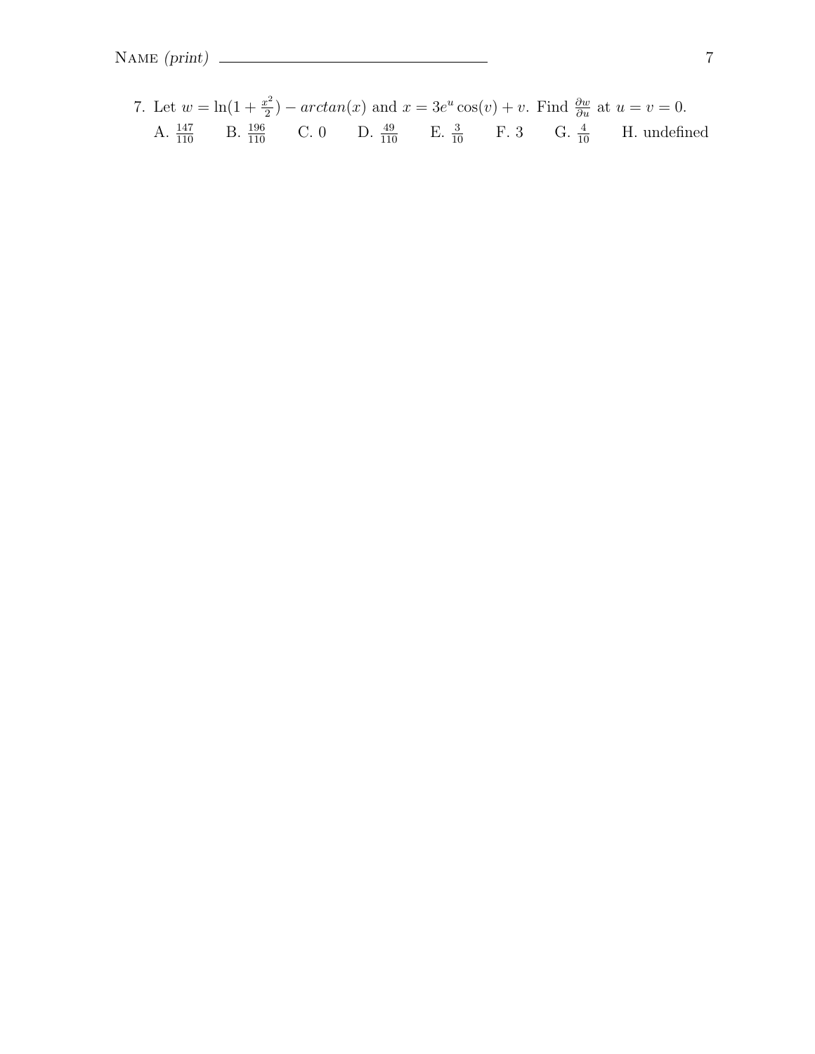7. Let $w = \ln(1 + \frac{x^2}{2}) - arctan(x)$ and $x = 3e^u \cos(v) + v$. Find $\frac{\partial w}{\partial u}$ at $u = v = 0$.

A. $\frac{147}{110}$ B. $\frac{196}{110}$ C. 0 D. $\frac{49}{110}$ E. $\frac{3}{10}$ F. 3 G. $\frac{4}{10}$ H. undefined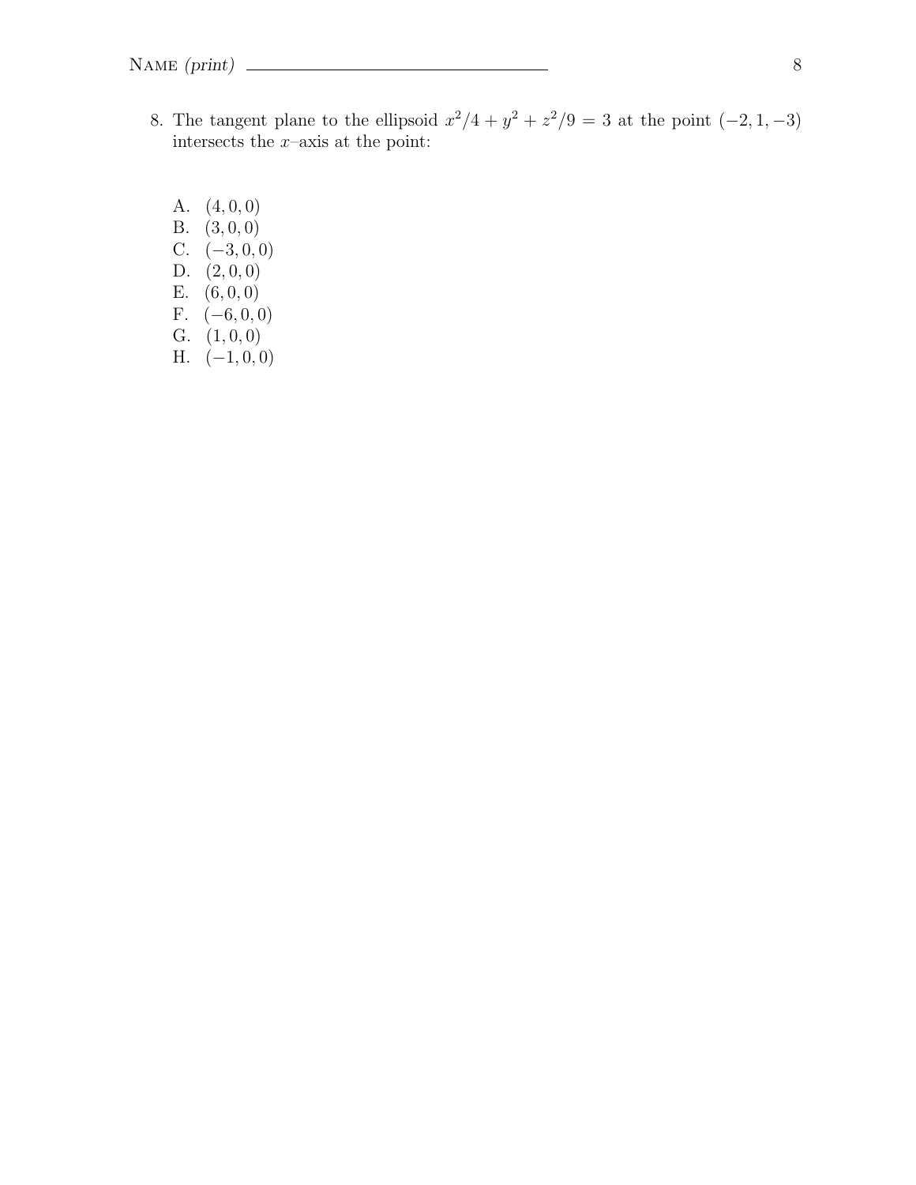8. The tangent plane to the ellipsoid $x^2/4 + y^2 + z^2/9 = 3$ at the point $(-2, 1, -3)$ intersects the $x$–axis at the point:

   A. $(4, 0, 0)$
   B. $(3, 0, 0)$
   C. $(-3, 0, 0)$
   D. $(2, 0, 0)$
   E. $(6, 0, 0)$
   F. $(-6, 0, 0)$
   G. $(1, 0, 0)$
   H. $(-1, 0, 0)$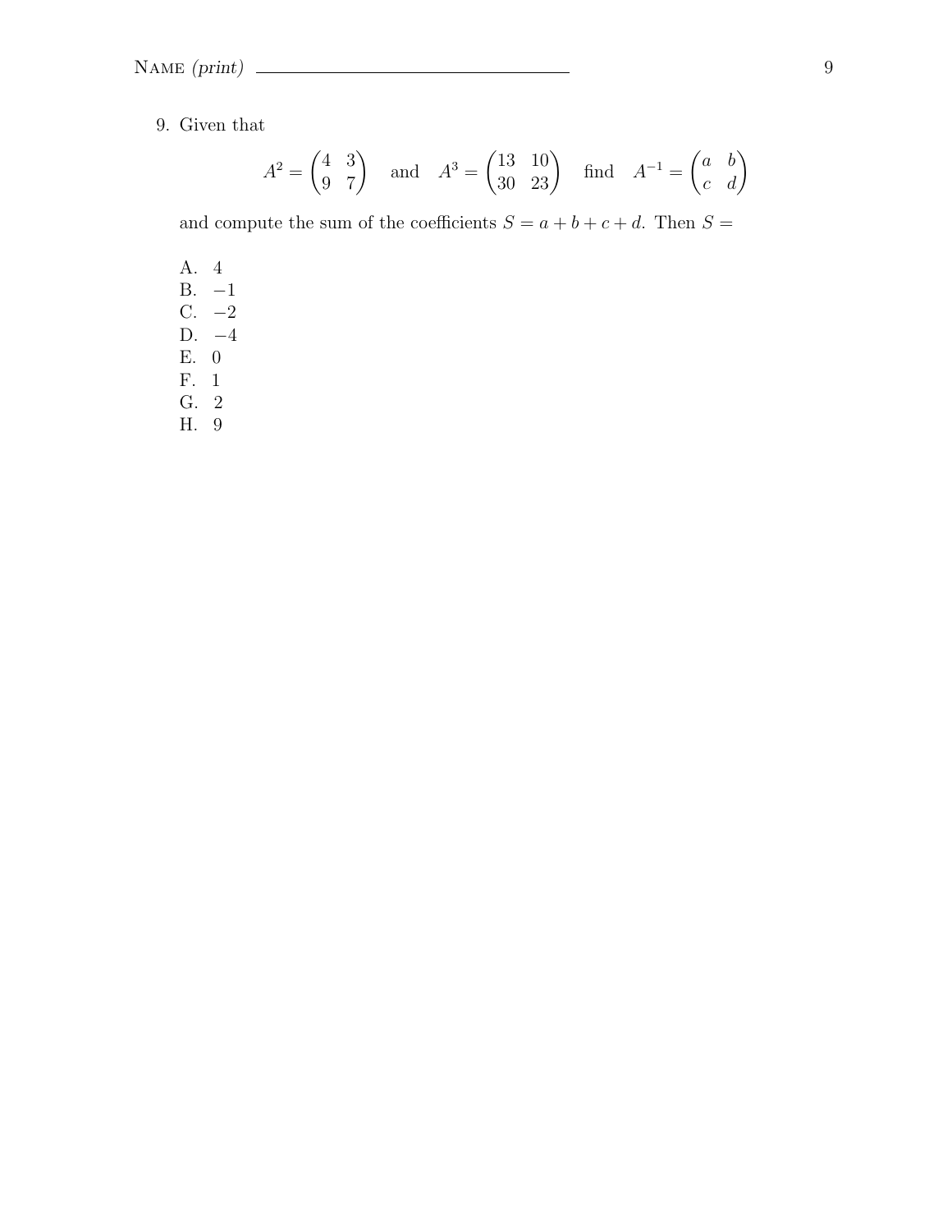9. Given that

$$A^2 = \begin{pmatrix} 4 & 3 \\ 9 & 7 \end{pmatrix} \quad \text{and} \quad A^3 = \begin{pmatrix} 13 & 10 \\ 30 & 23 \end{pmatrix} \quad \text{find} \quad A^{-1} = \begin{pmatrix} a & b \\ c & d \end{pmatrix}$$

and compute the sum of the coefficients $S = a + b + c + d$. Then $S =$

A. 4
B. $-1$
C. $-2$
D. $-4$
E. 0
F. 1
G. 2
H. 9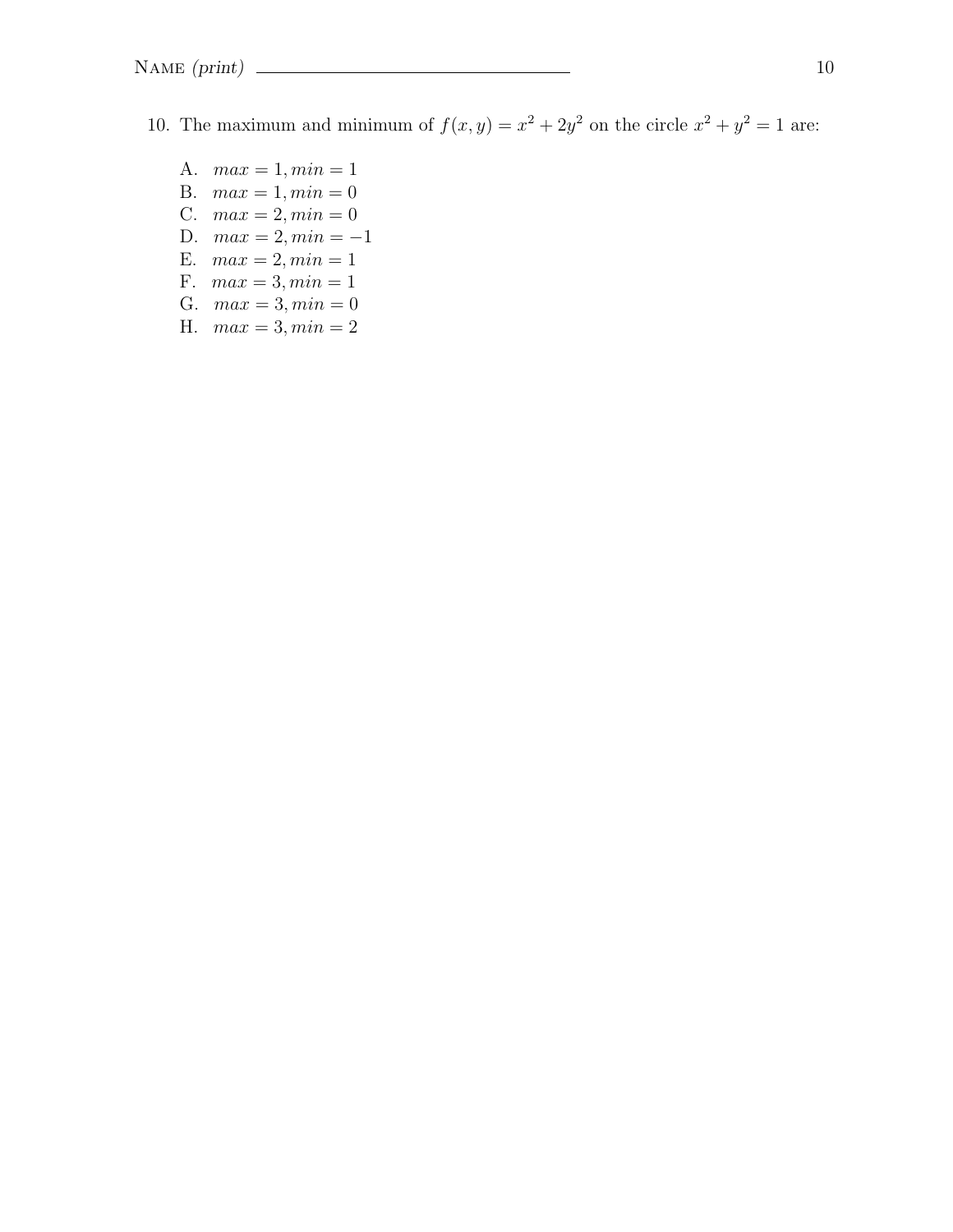10. The maximum and minimum of $f(x, y) = x^2 + 2y^2$ on the circle $x^2 + y^2 = 1$ are:

A. $max = 1, min = 1$
B. $max = 1, min = 0$
C. $max = 2, min = 0$
D. $max = 2, min = -1$
E. $max = 2, min = 1$
F. $max = 3, min = 1$
G. $max = 3, min = 0$
H. $max = 3, min = 2$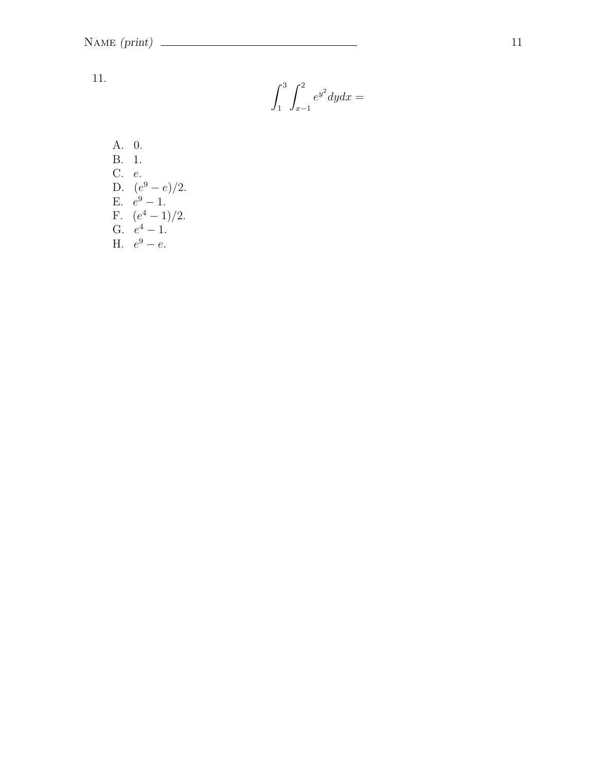11.

$$\int_1^3 \int_{x-1}^2 e^{y^2} dy dx =$$

A. 0.

B. 1.

C. $e$.

D. $(e^9 - e)/2$.

E. $e^9 - 1$.

F. $(e^4 - 1)/2$.

G. $e^4 - 1$.

H. $e^9 - e$.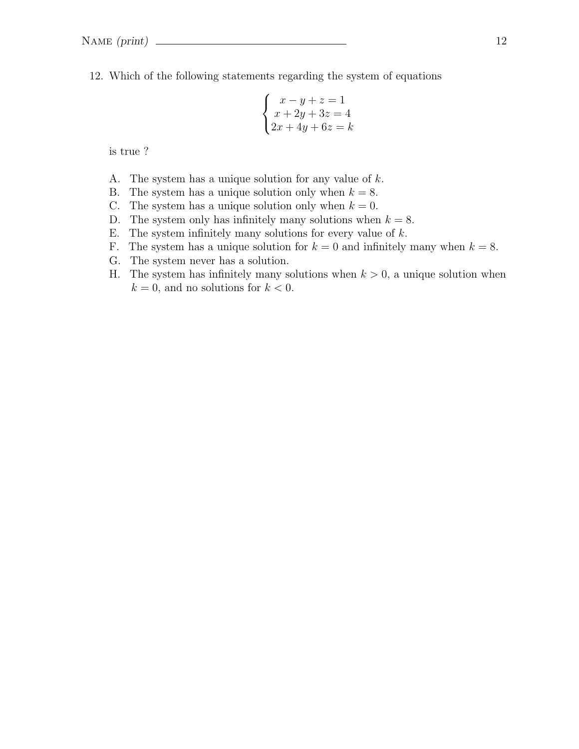Name *(print)* ______________________________

12. Which of the following statements regarding the system of equations

$$\begin{cases} x - y + z = 1 \\ x + 2y + 3z = 4 \\ 2x + 4y + 6z = k \end{cases}$$

is true ?

A. The system has a unique solution for any value of $k$.
B. The system has a unique solution only when $k = 8$.
C. The system has a unique solution only when $k = 0$.
D. The system only has infinitely many solutions when $k = 8$.
E. The system infinitely many solutions for every value of $k$.
F. The system has a unique solution for $k = 0$ and infinitely many when $k = 8$.
G. The system never has a solution.
H. The system has infinitely many solutions when $k > 0$, a unique solution when $k = 0$, and no solutions for $k < 0$.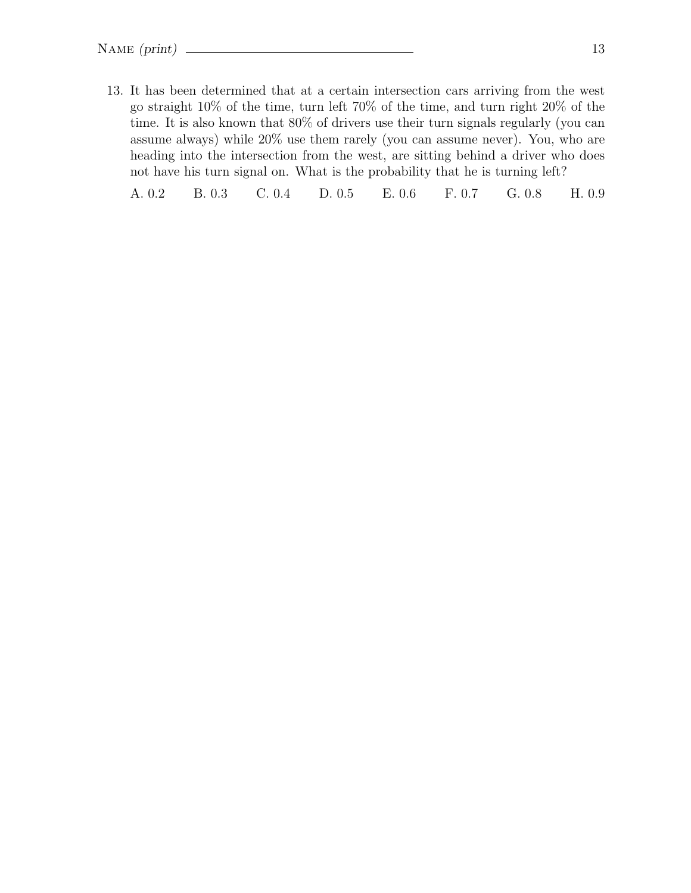13. It has been determined that at a certain intersection cars arriving from the west go straight 10% of the time, turn left 70% of the time, and turn right 20% of the time. It is also known that 80% of drivers use their turn signals regularly (you can assume always) while 20% use them rarely (you can assume never). You, who are heading into the intersection from the west, are sitting behind a driver who does not have his turn signal on. What is the probability that he is turning left?

    A. 0.2 B. 0.3 C. 0.4 D. 0.5 E. 0.6 F. 0.7 G. 0.8 H. 0.9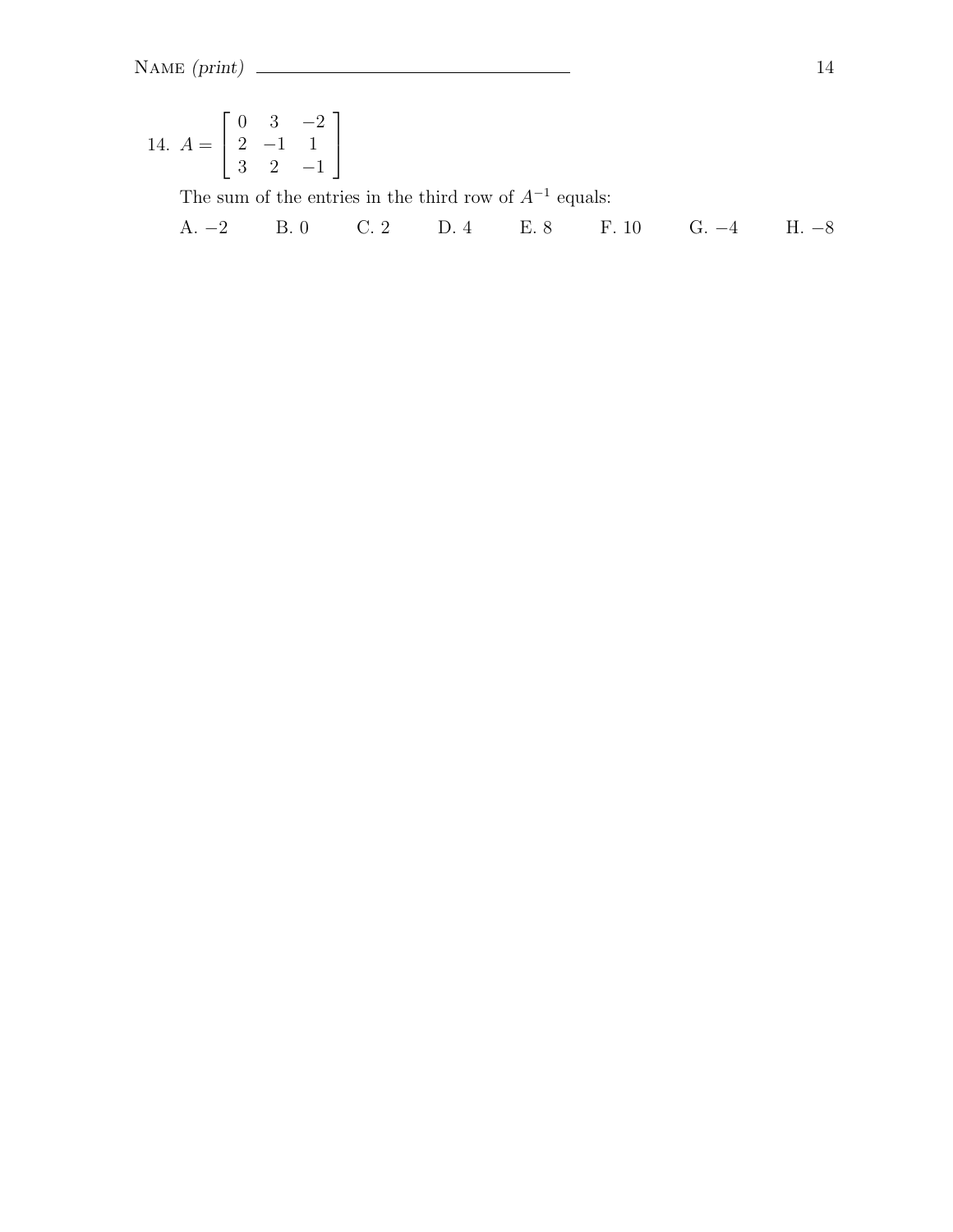14. $A = \begin{bmatrix} 0 & 3 & -2 \\ 2 & -1 & 1 \\ 3 & 2 & -1 \end{bmatrix}$

The sum of the entries in the third row of $A^{-1}$ equals:

A. $-2$ B. $0$ C. $2$ D. $4$ E. $8$ F. $10$ G. $-4$ H. $-8$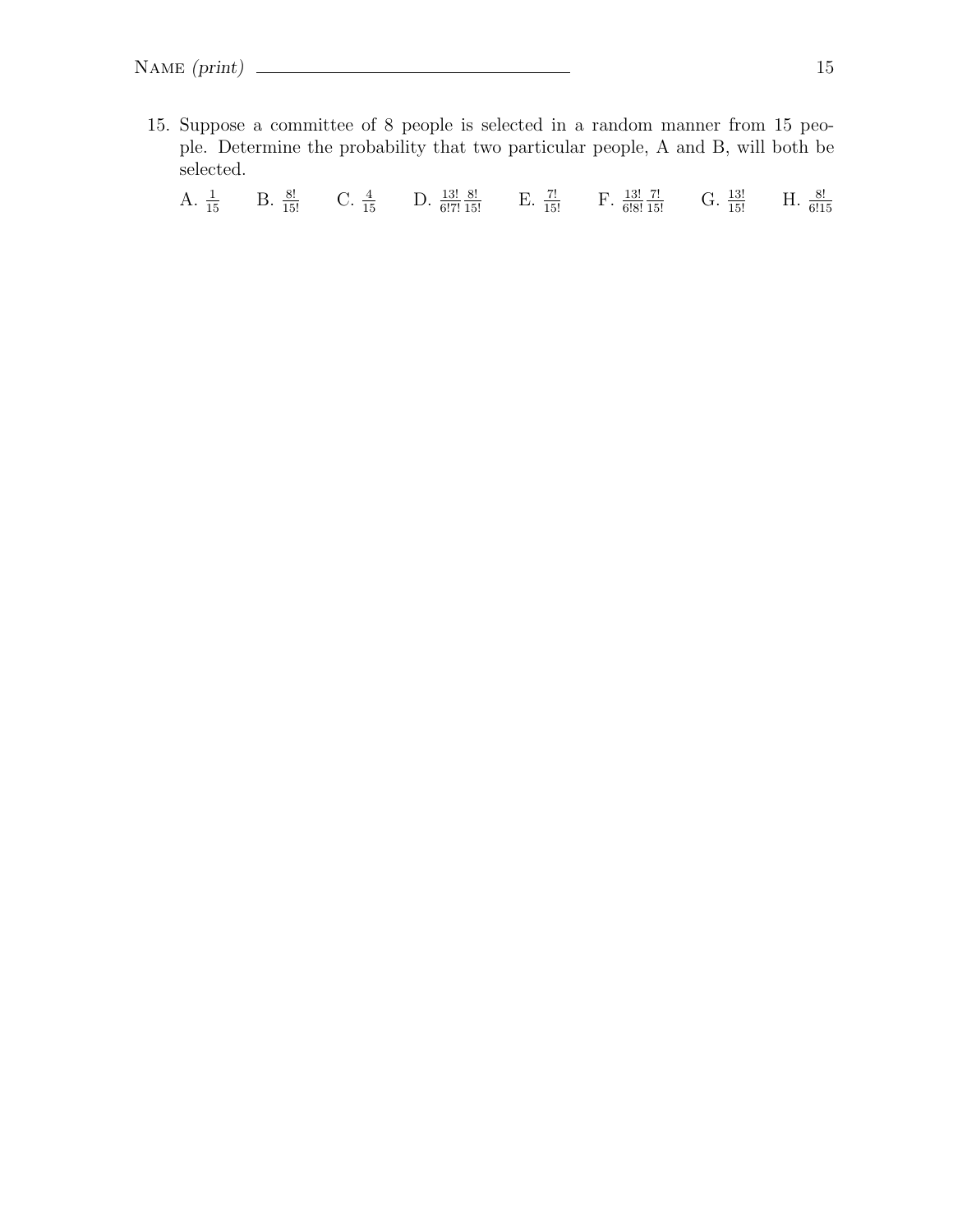15. Suppose a committee of 8 people is selected in a random manner from 15 people. Determine the probability that two particular people, A and B, will both be selected.

A. $\frac{1}{15}$ B. $\frac{8!}{15!}$ C. $\frac{4}{15}$ D. $\frac{13!}{6!7!}\frac{8!}{15!}$ E. $\frac{7!}{15!}$ F. $\frac{13!}{6!8!}\frac{7!}{15!}$ G. $\frac{13!}{15!}$ H. $\frac{8!}{6!15}$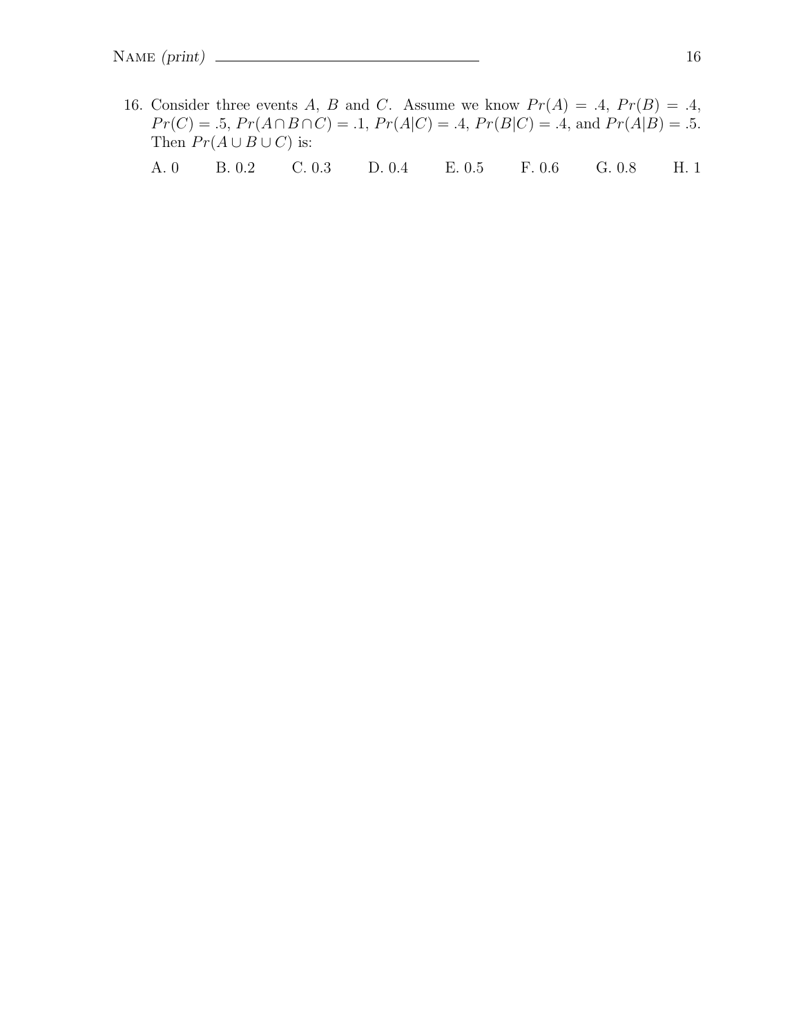16. Consider three events $A$, $B$ and $C$. Assume we know $Pr(A) = .4$, $Pr(B) = .4$, $Pr(C) = .5$, $Pr(A \cap B \cap C) = .1$, $Pr(A|C) = .4$, $Pr(B|C) = .4$, and $Pr(A|B) = .5$. Then $Pr(A \cup B \cup C)$ is:

    A. 0    B. 0.2    C. 0.3    D. 0.4    E. 0.5    F. 0.6    G. 0.8    H. 1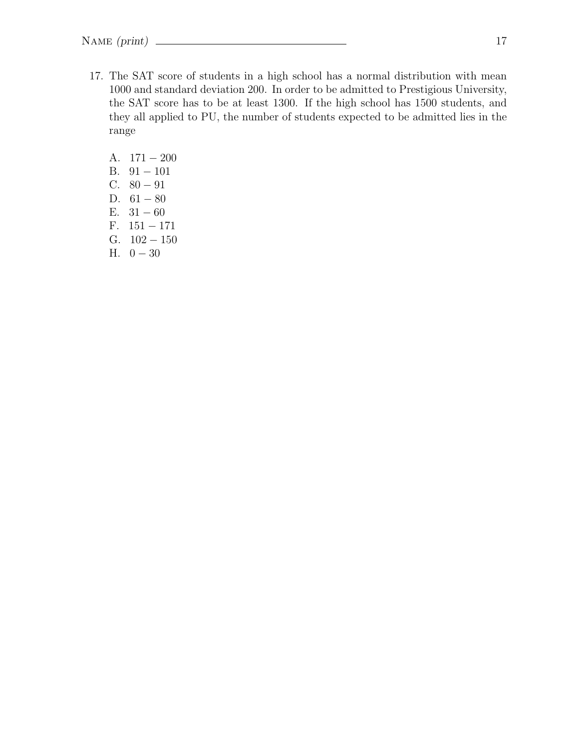17. The SAT score of students in a high school has a normal distribution with mean 1000 and standard deviation 200. In order to be admitted to Prestigious University, the SAT score has to be at least 1300. If the high school has 1500 students, and they all applied to PU, the number of students expected to be admitted lies in the range

   A. $171 - 200$
   B. $91 - 101$
   C. $80 - 91$
   D. $61 - 80$
   E. $31 - 60$
   F. $151 - 171$
   G. $102 - 150$
   H. $0 - 30$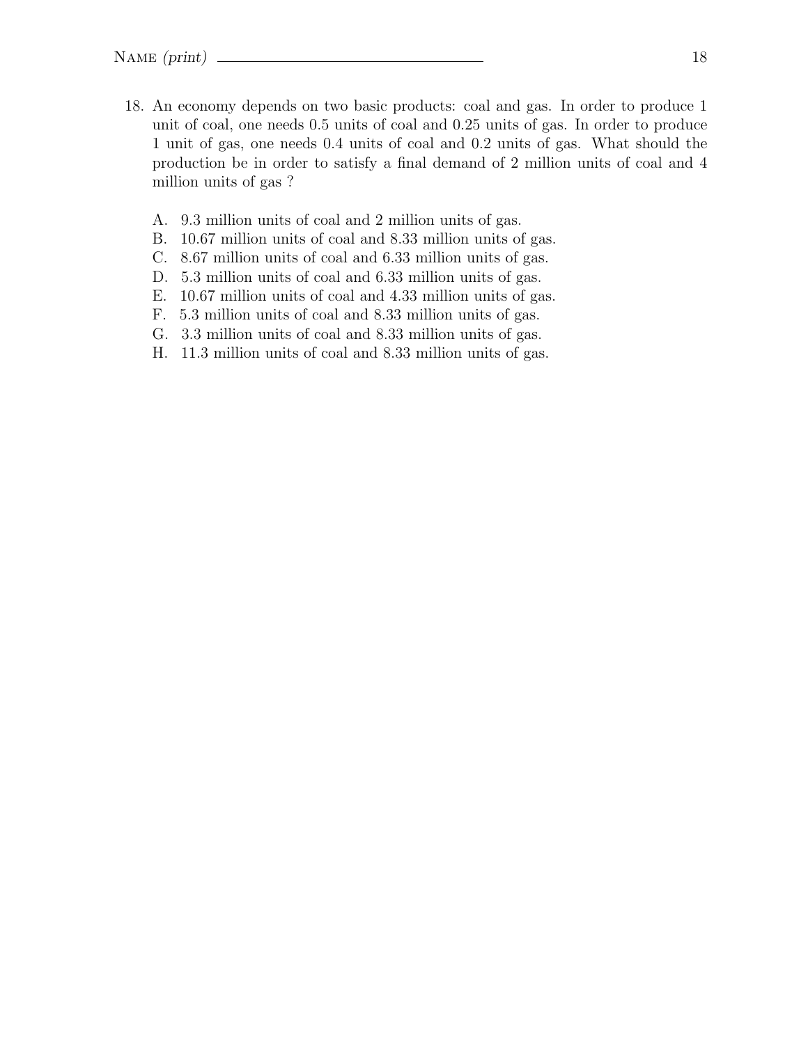18. An economy depends on two basic products: coal and gas. In order to produce 1 unit of coal, one needs 0.5 units of coal and 0.25 units of gas. In order to produce 1 unit of gas, one needs 0.4 units of coal and 0.2 units of gas. What should the production be in order to satisfy a final demand of 2 million units of coal and 4 million units of gas ?

    A. 9.3 million units of coal and 2 million units of gas.
    B. 10.67 million units of coal and 8.33 million units of gas.
    C. 8.67 million units of coal and 6.33 million units of gas.
    D. 5.3 million units of coal and 6.33 million units of gas.
    E. 10.67 million units of coal and 4.33 million units of gas.
    F. 5.3 million units of coal and 8.33 million units of gas.
    G. 3.3 million units of coal and 8.33 million units of gas.
    H. 11.3 million units of coal and 8.33 million units of gas.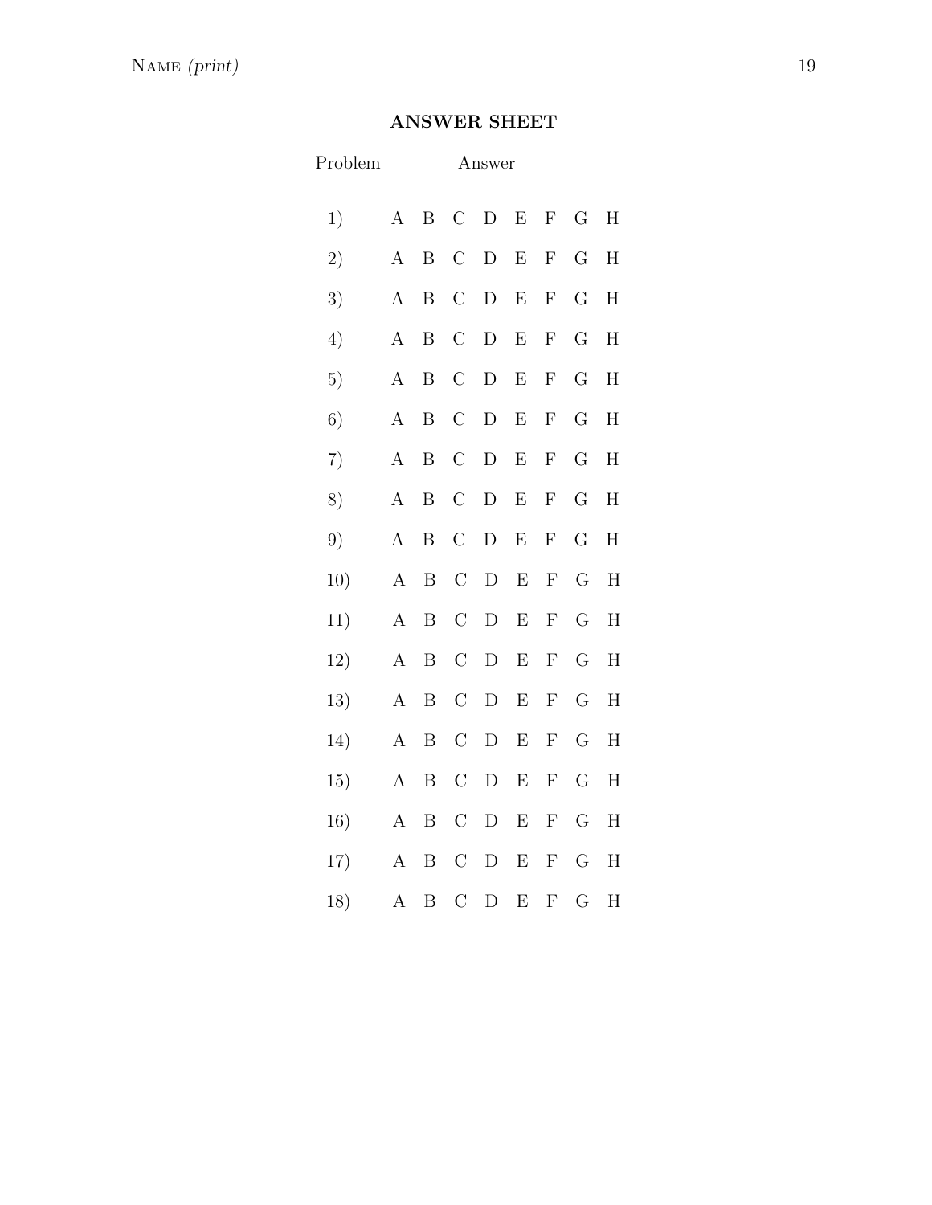Name *(print)* ______________________________

## ANSWER SHEET

| Problem | Answer | | | | | | | |
|---|---|---|---|---|---|---|---|---|
| 1) | A | B | C | D | E | F | G | H |
| 2) | A | B | C | D | E | F | G | H |
| 3) | A | B | C | D | E | F | G | H |
| 4) | A | B | C | D | E | F | G | H |
| 5) | A | B | C | D | E | F | G | H |
| 6) | A | B | C | D | E | F | G | H |
| 7) | A | B | C | D | E | F | G | H |
| 8) | A | B | C | D | E | F | G | H |
| 9) | A | B | C | D | E | F | G | H |
| 10) | A | B | C | D | E | F | G | H |
| 11) | A | B | C | D | E | F | G | H |
| 12) | A | B | C | D | E | F | G | H |
| 13) | A | B | C | D | E | F | G | H |
| 14) | A | B | C | D | E | F | G | H |
| 15) | A | B | C | D | E | F | G | H |
| 16) | A | B | C | D | E | F | G | H |
| 17) | A | B | C | D | E | F | G | H |
| 18) | A | B | C | D | E | F | G | H |